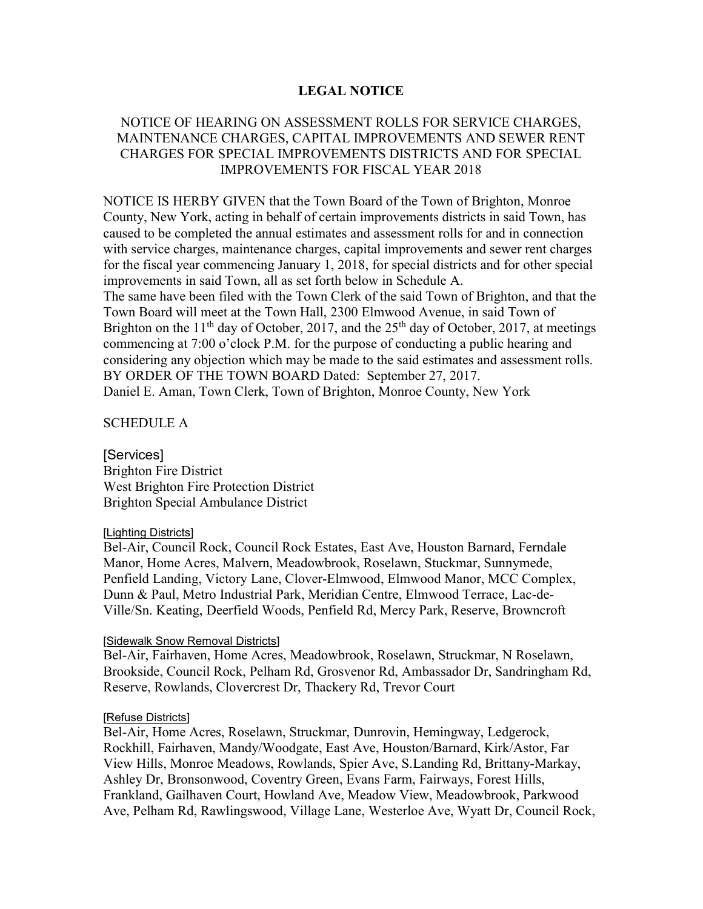# LEGAL NOTICE

NOTICE OF HEARING ON ASSESSMENT ROLLS FOR SERVICE CHARGES, MAINTENANCE CHARGES, CAPITAL IMPROVEMENTS AND SEWER RENT CHARGES FOR SPECIAL IMPROVEMENTS DISTRICTS AND FOR SPECIAL IMPROVEMENTS FOR FISCAL YEAR 2018

NOTICE IS HERBY GIVEN that the Town Board of the Town of Brighton, Monroe County, New York, acting in behalf of certain improvements districts in said Town, has caused to be completed the annual estimates and assessment rolls for and in connection with service charges, maintenance charges, capital improvements and sewer rent charges for the fiscal year commencing January 1, 2018, for special districts and for other special improvements in said Town, all as set forth below in Schedule A.
The same have been filed with the Town Clerk of the said Town of Brighton, and that the Town Board will meet at the Town Hall, 2300 Elmwood Avenue, in said Town of Brighton on the 11th day of October, 2017, and the 25th day of October, 2017, at meetings commencing at 7:00 o'clock P.M. for the purpose of conducting a public hearing and considering any objection which may be made to the said estimates and assessment rolls.
BY ORDER OF THE TOWN BOARD Dated: September 27, 2017.
Daniel E. Aman, Town Clerk, Town of Brighton, Monroe County, New York

SCHEDULE A

[Services]
Brighton Fire District
West Brighton Fire Protection District
Brighton Special Ambulance District

[Lighting Districts]
Bel-Air, Council Rock, Council Rock Estates, East Ave, Houston Barnard, Ferndale Manor, Home Acres, Malvern, Meadowbrook, Roselawn, Stuckmar, Sunnymede, Penfield Landing, Victory Lane, Clover-Elmwood, Elmwood Manor, MCC Complex, Dunn & Paul, Metro Industrial Park, Meridian Centre, Elmwood Terrace, Lac-de-Ville/Sn. Keating, Deerfield Woods, Penfield Rd, Mercy Park, Reserve, Browncroft

[Sidewalk Snow Removal Districts]
Bel-Air, Fairhaven, Home Acres, Meadowbrook, Roselawn, Struckmar, N Roselawn, Brookside, Council Rock, Pelham Rd, Grosvenor Rd, Ambassador Dr, Sandringham Rd, Reserve, Rowlands, Clovercrest Dr, Thackery Rd, Trevor Court

[Refuse Districts]
Bel-Air, Home Acres, Roselawn, Struckmar, Dunrovin, Hemingway, Ledgerock, Rockhill, Fairhaven, Mandy/Woodgate, East Ave, Houston/Barnard, Kirk/Astor, Far View Hills, Monroe Meadows, Rowlands, Spier Ave, S.Landing Rd, Brittany-Markay, Ashley Dr, Bronsonwood, Coventry Green, Evans Farm, Fairways, Forest Hills, Frankland, Gailhaven Court, Howland Ave, Meadow View, Meadowbrook, Parkwood Ave, Pelham Rd, Rawlingswood, Village Lane, Westerloe Ave, Wyatt Dr, Council Rock,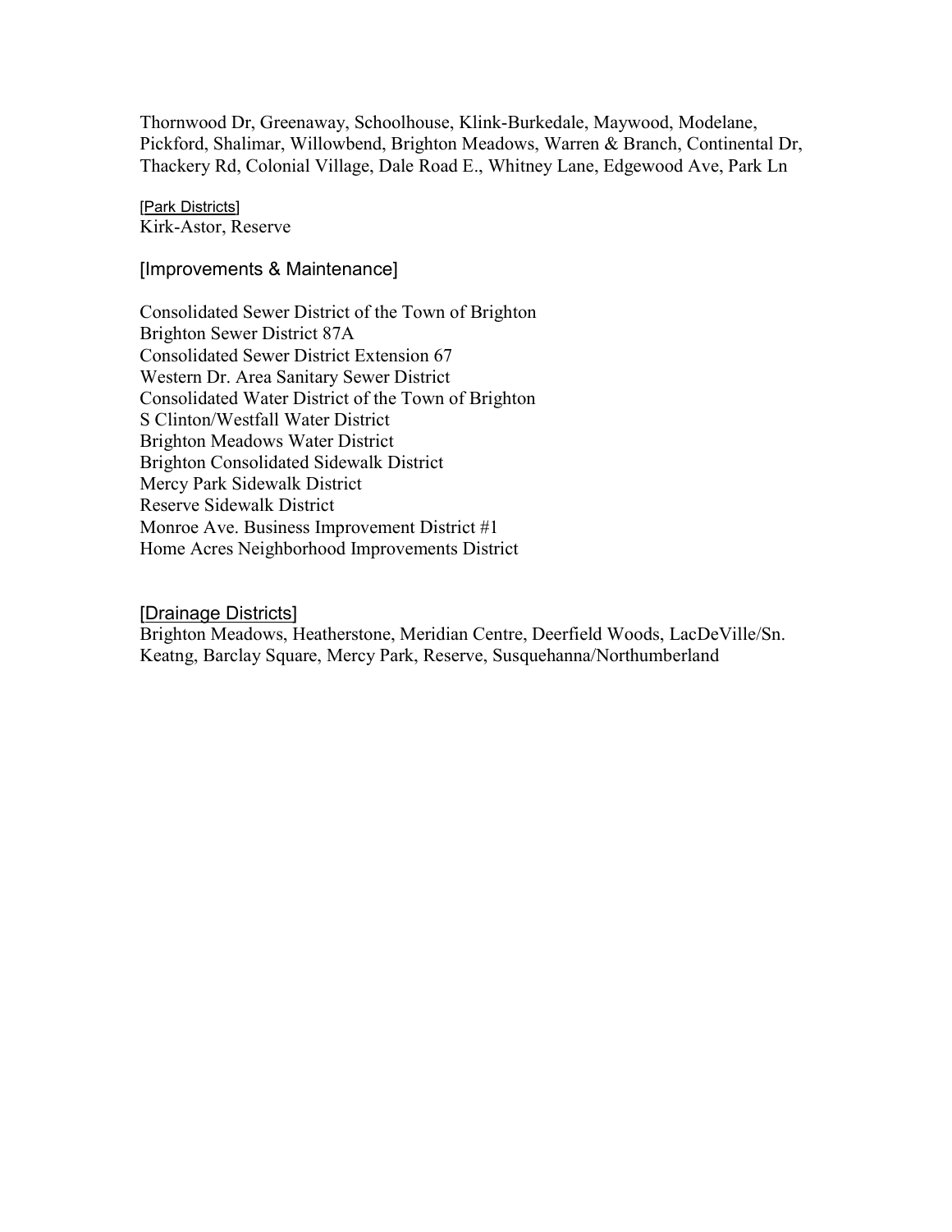Thornwood Dr, Greenaway, Schoolhouse, Klink-Burkedale, Maywood, Modelane, Pickford, Shalimar, Willowbend, Brighton Meadows, Warren & Branch, Continental Dr, Thackery Rd, Colonial Village, Dale Road E., Whitney Lane, Edgewood Ave, Park Ln

[Park Districts]
Kirk-Astor, Reserve

## [Improvements & Maintenance]

Consolidated Sewer District of the Town of Brighton
Brighton Sewer District 87A
Consolidated Sewer District Extension 67
Western Dr. Area Sanitary Sewer District
Consolidated Water District of the Town of Brighton
S Clinton/Westfall Water District
Brighton Meadows Water District
Brighton Consolidated Sidewalk District
Mercy Park Sidewalk District
Reserve Sidewalk District
Monroe Ave. Business Improvement District #1
Home Acres Neighborhood Improvements District

## [Drainage Districts]

Brighton Meadows, Heatherstone, Meridian Centre, Deerfield Woods, LacDeVille/Sn. Keatng, Barclay Square, Mercy Park, Reserve, Susquehanna/Northumberland